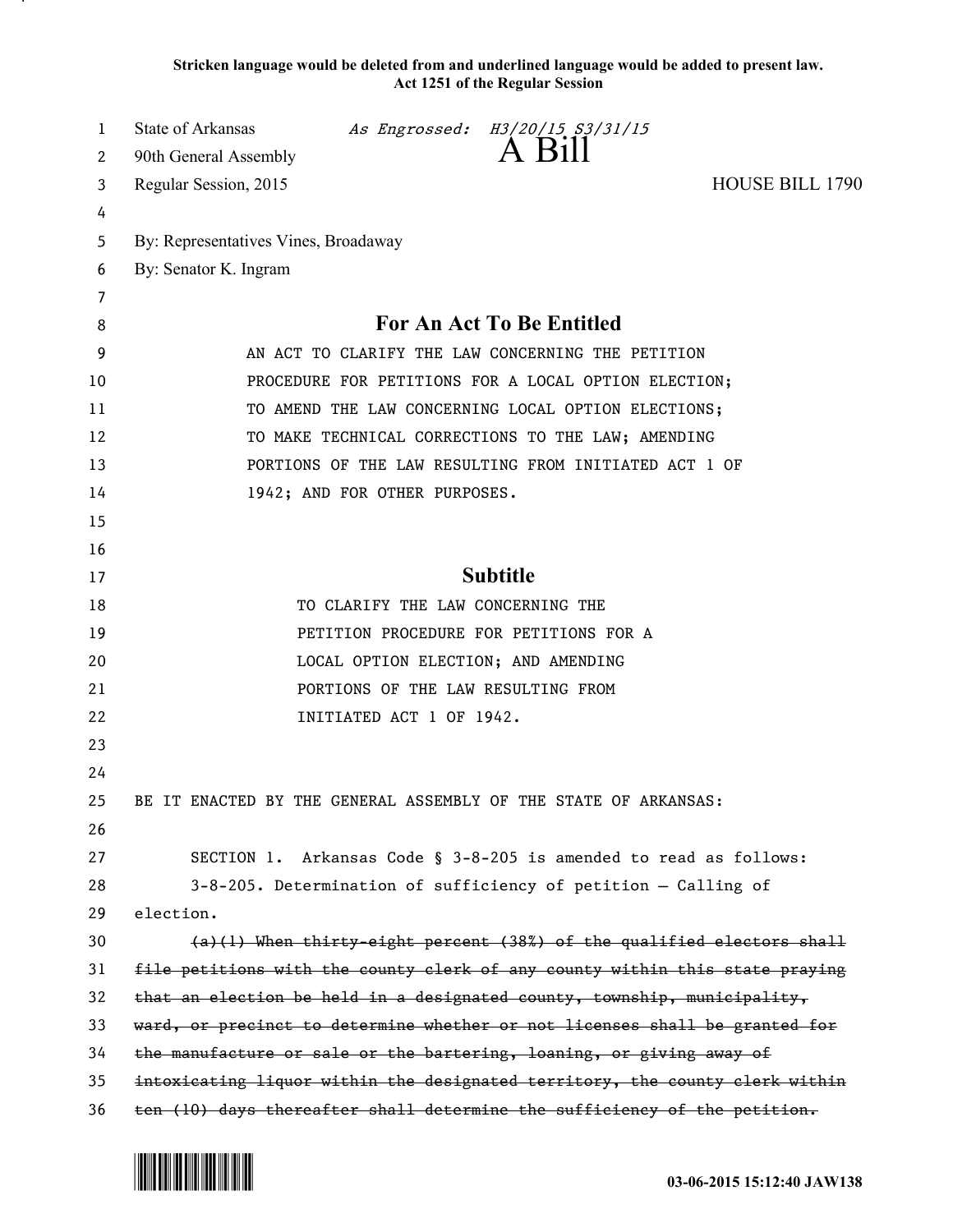**Stricken language would be deleted from and underlined language would be added to present law.**
**Act 1251 of the Regular Session**

State of Arkansas *As Engrossed: H3/20/15 S3/31/15*
90th General Assembly
# A Bill
Regular Session, 2015 HOUSE BILL 1790

By: Representatives Vines, Broadaway
By: Senator K. Ingram

## For An Act To Be Entitled

AN ACT TO CLARIFY THE LAW CONCERNING THE PETITION PROCEDURE FOR PETITIONS FOR A LOCAL OPTION ELECTION; TO AMEND THE LAW CONCERNING LOCAL OPTION ELECTIONS; TO MAKE TECHNICAL CORRECTIONS TO THE LAW; AMENDING PORTIONS OF THE LAW RESULTING FROM INITIATED ACT 1 OF 1942; AND FOR OTHER PURPOSES.

## Subtitle

TO CLARIFY THE LAW CONCERNING THE PETITION PROCEDURE FOR PETITIONS FOR A LOCAL OPTION ELECTION; AND AMENDING PORTIONS OF THE LAW RESULTING FROM INITIATED ACT 1 OF 1942.

BE IT ENACTED BY THE GENERAL ASSEMBLY OF THE STATE OF ARKANSAS:

SECTION 1. Arkansas Code § 3-8-205 is amended to read as follows:

3-8-205. Determination of sufficiency of petition — Calling of election.

~~(a)(1) When thirty-eight percent (38%) of the qualified electors shall file petitions with the county clerk of any county within this state praying that an election be held in a designated county, township, municipality, ward, or precinct to determine whether or not licenses shall be granted for the manufacture or sale or the bartering, loaning, or giving away of intoxicating liquor within the designated territory, the county clerk within ten (10) days thereafter shall determine the sufficiency of the petition.~~

03-06-2015 15:12:40 JAW138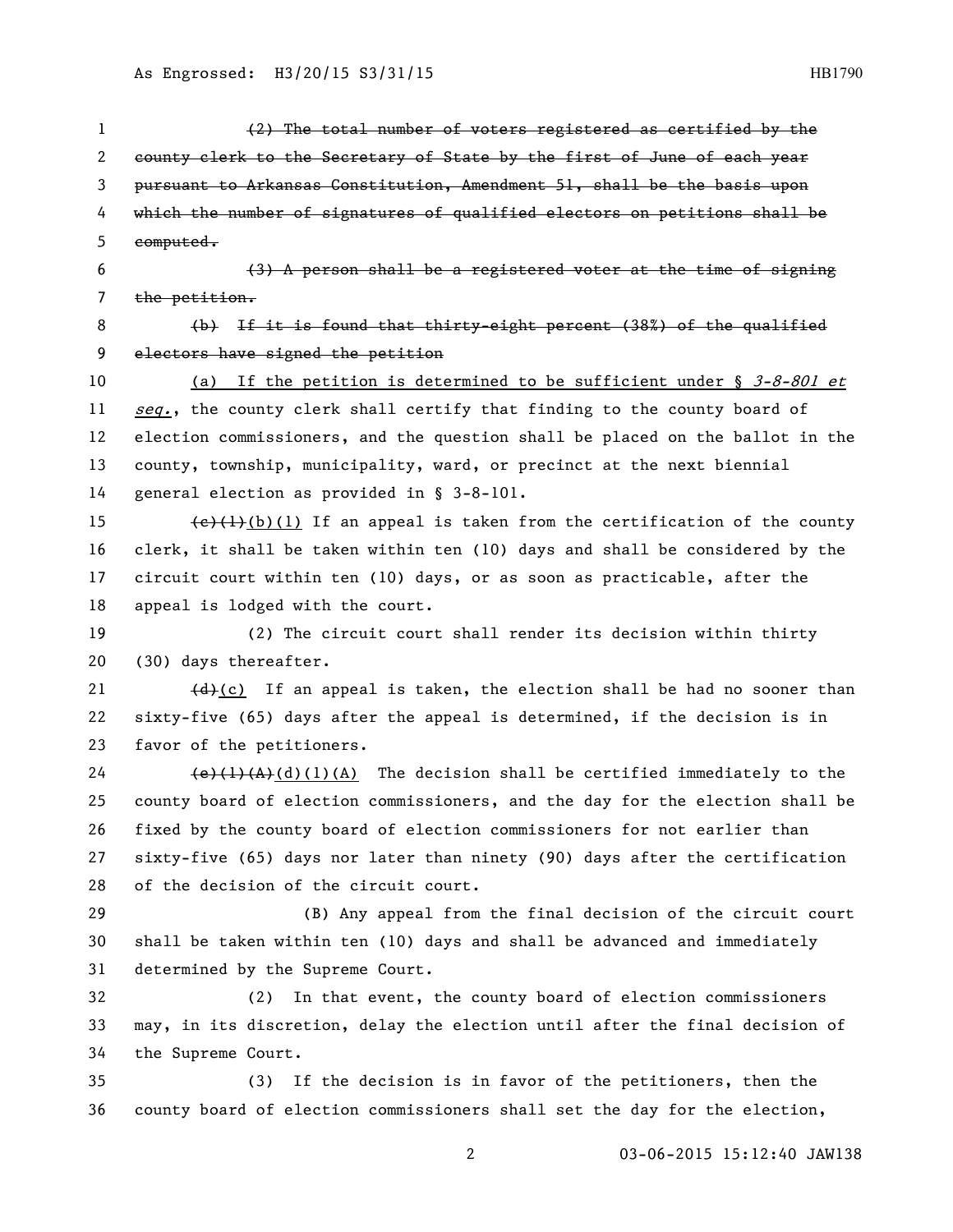(2) The total number of voters registered as certified by the county clerk to the Secretary of State by the first of June of each year pursuant to Arkansas Constitution, Amendment 51, shall be the basis upon which the number of signatures of qualified electors on petitions shall be computed.

(3) A person shall be a registered voter at the time of signing the petition.

(b) If it is found that thirty-eight percent (38%) of the qualified electors have signed the petition

(a) If the petition is determined to be sufficient under § *3-8-801 et seq.*, the county clerk shall certify that finding to the county board of election commissioners, and the question shall be placed on the ballot in the county, township, municipality, ward, or precinct at the next biennial general election as provided in § 3-8-101.

(c)(1)(b)(1) If an appeal is taken from the certification of the county clerk, it shall be taken within ten (10) days and shall be considered by the circuit court within ten (10) days, or as soon as practicable, after the appeal is lodged with the court.

(2) The circuit court shall render its decision within thirty (30) days thereafter.

(d)(c) If an appeal is taken, the election shall be had no sooner than sixty-five (65) days after the appeal is determined, if the decision is in favor of the petitioners.

(e)(1)(A)(d)(1)(A) The decision shall be certified immediately to the county board of election commissioners, and the day for the election shall be fixed by the county board of election commissioners for not earlier than sixty-five (65) days nor later than ninety (90) days after the certification of the decision of the circuit court.

(B) Any appeal from the final decision of the circuit court shall be taken within ten (10) days and shall be advanced and immediately determined by the Supreme Court.

(2) In that event, the county board of election commissioners may, in its discretion, delay the election until after the final decision of the Supreme Court.

(3) If the decision is in favor of the petitioners, then the county board of election commissioners shall set the day for the election,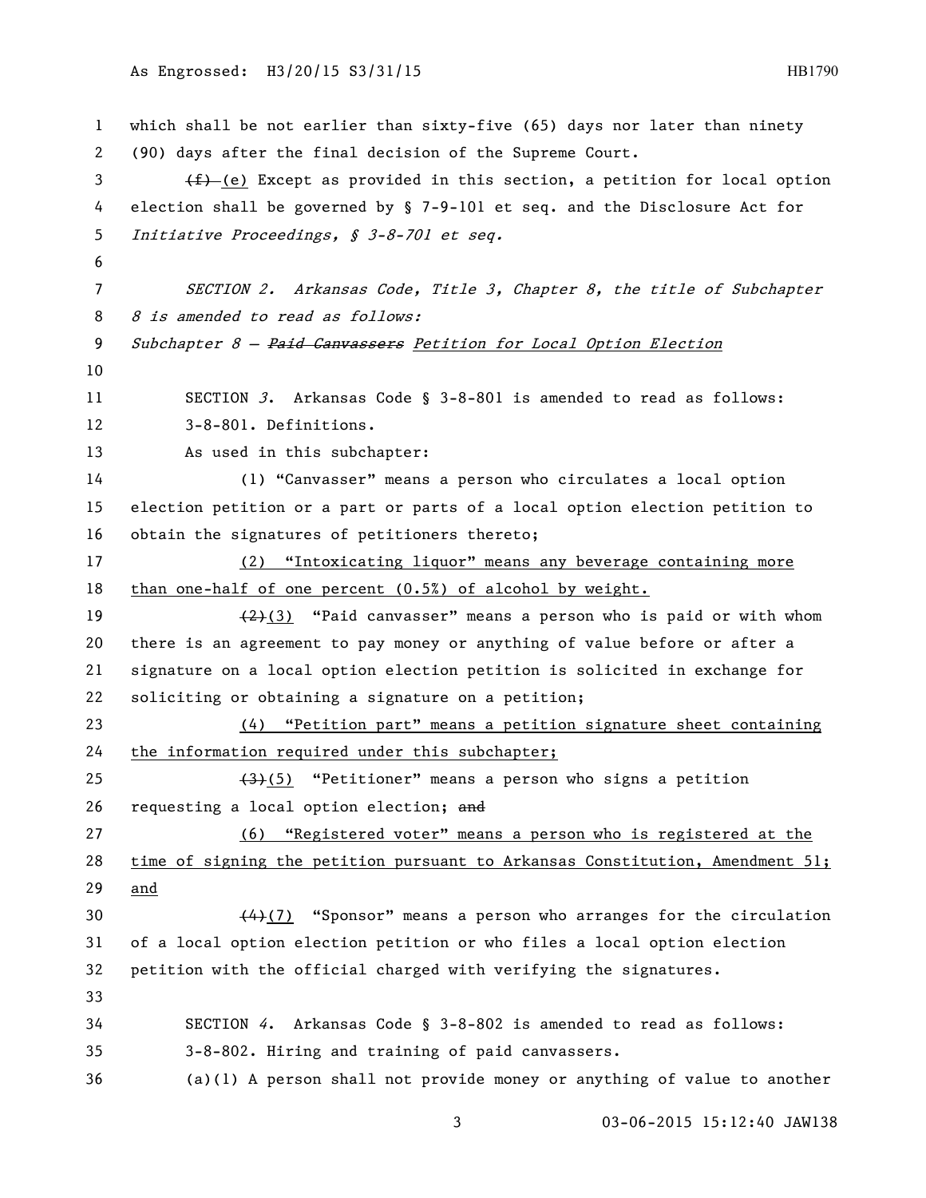which shall be not earlier than sixty-five (65) days nor later than ninety (90) days after the final decision of the Supreme Court.

~~(f)~~ (e) Except as provided in this section, a petition for local option election shall be governed by § 7-9-101 et seq. and the Disclosure Act for *Initiative Proceedings, § 3-8-701 et seq.*

*SECTION 2. Arkansas Code, Title 3, Chapter 8, the title of Subchapter 8 is amended to read as follows:*

*Subchapter 8 — ~~Paid Canvassers~~ Petition for Local Option Election*

SECTION *3*. Arkansas Code § 3-8-801 is amended to read as follows:

3-8-801. Definitions.

As used in this subchapter:

(1) "Canvasser" means a person who circulates a local option election petition or a part or parts of a local option election petition to obtain the signatures of petitioners thereto;

(2) "Intoxicating liquor" means any beverage containing more than one-half of one percent (0.5%) of alcohol by weight.

~~(2)~~(3) "Paid canvasser" means a person who is paid or with whom there is an agreement to pay money or anything of value before or after a signature on a local option election petition is solicited in exchange for soliciting or obtaining a signature on a petition;

(4) "Petition part" means a petition signature sheet containing the information required under this subchapter;

~~(3)~~(5) "Petitioner" means a person who signs a petition requesting a local option election; ~~and~~

(6) "Registered voter" means a person who is registered at the time of signing the petition pursuant to Arkansas Constitution, Amendment 51; and

~~(4)~~(7) "Sponsor" means a person who arranges for the circulation of a local option election petition or who files a local option election petition with the official charged with verifying the signatures.

SECTION *4*. Arkansas Code § 3-8-802 is amended to read as follows:

3-8-802. Hiring and training of paid canvassers.

(a)(1) A person shall not provide money or anything of value to another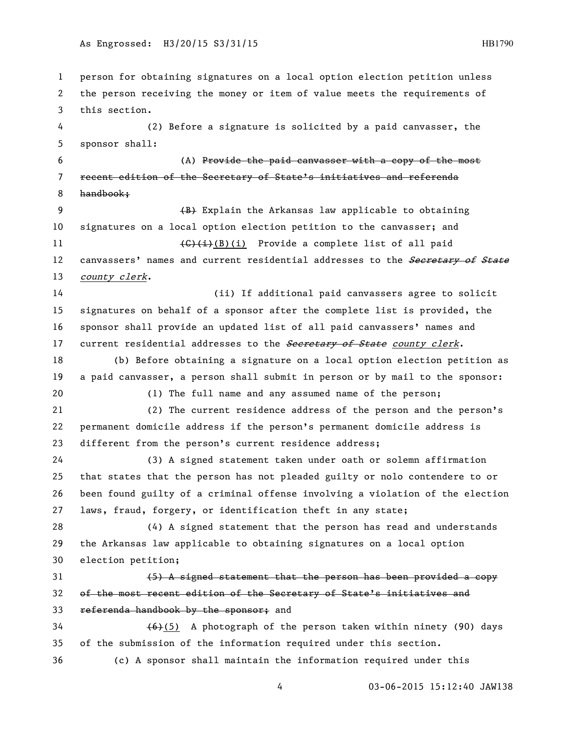person for obtaining signatures on a local option election petition unless the person receiving the money or item of value meets the requirements of this section.

(2) Before a signature is solicited by a paid canvasser, the sponsor shall:

(A) ~~Provide the paid canvasser with a copy of the most recent edition of the Secretary of State's initiatives and referenda handbook;~~

~~(B)~~ Explain the Arkansas law applicable to obtaining signatures on a local option election petition to the canvasser; and

~~(C)(i)~~<u>(B)(i)</u> Provide a complete list of all paid canvassers' names and current residential addresses to the ~~*Secretary of State*~~ <u>*county clerk*</u>.

(ii) If additional paid canvassers agree to solicit signatures on behalf of a sponsor after the complete list is provided, the sponsor shall provide an updated list of all paid canvassers' names and current residential addresses to the ~~*Secretary of State*~~ <u>*county clerk*</u>.

(b) Before obtaining a signature on a local option election petition as a paid canvasser, a person shall submit in person or by mail to the sponsor:

(1) The full name and any assumed name of the person;

(2) The current residence address of the person and the person's permanent domicile address if the person's permanent domicile address is different from the person's current residence address;

(3) A signed statement taken under oath or solemn affirmation that states that the person has not pleaded guilty or nolo contendere to or been found guilty of a criminal offense involving a violation of the election laws, fraud, forgery, or identification theft in any state;

(4) A signed statement that the person has read and understands the Arkansas law applicable to obtaining signatures on a local option election petition;

~~(5) A signed statement that the person has been provided a copy of the most recent edition of the Secretary of State's initiatives and referenda handbook by the sponsor;~~ and

~~(6)~~<u>(5)</u> A photograph of the person taken within ninety (90) days of the submission of the information required under this section.

(c) A sponsor shall maintain the information required under this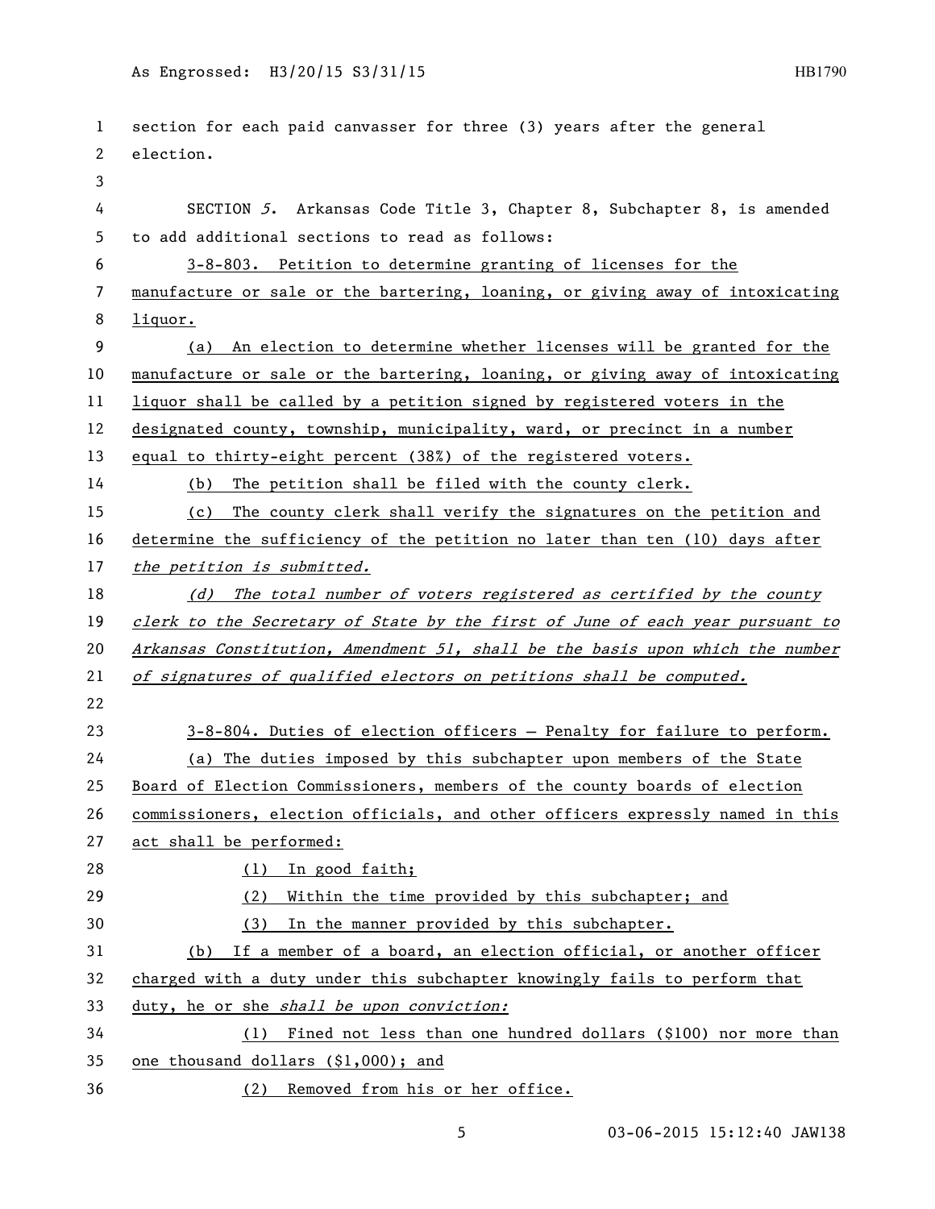section for each paid canvasser for three (3) years after the general election.

SECTION *5*. Arkansas Code Title 3, Chapter 8, Subchapter 8, is amended to add additional sections to read as follows:

3-8-803. Petition to determine granting of licenses for the manufacture or sale or the bartering, loaning, or giving away of intoxicating liquor.

(a) An election to determine whether licenses will be granted for the manufacture or sale or the bartering, loaning, or giving away of intoxicating liquor shall be called by a petition signed by registered voters in the designated county, township, municipality, ward, or precinct in a number equal to thirty-eight percent (38%) of the registered voters.

(b) The petition shall be filed with the county clerk.

(c) The county clerk shall verify the signatures on the petition and determine the sufficiency of the petition no later than ten (10) days after *the petition is submitted.*

*(d) The total number of voters registered as certified by the county clerk to the Secretary of State by the first of June of each year pursuant to Arkansas Constitution, Amendment 51, shall be the basis upon which the number of signatures of qualified electors on petitions shall be computed.*

3-8-804. Duties of election officers — Penalty for failure to perform.

(a) The duties imposed by this subchapter upon members of the State Board of Election Commissioners, members of the county boards of election commissioners, election officials, and other officers expressly named in this act shall be performed:

(1) In good faith;

(2) Within the time provided by this subchapter; and

(3) In the manner provided by this subchapter.

(b) If a member of a board, an election official, or another officer charged with a duty under this subchapter knowingly fails to perform that duty, he or she *shall be upon conviction:*

(1) Fined not less than one hundred dollars ($100) nor more than one thousand dollars ($1,000); and

(2) Removed from his or her office.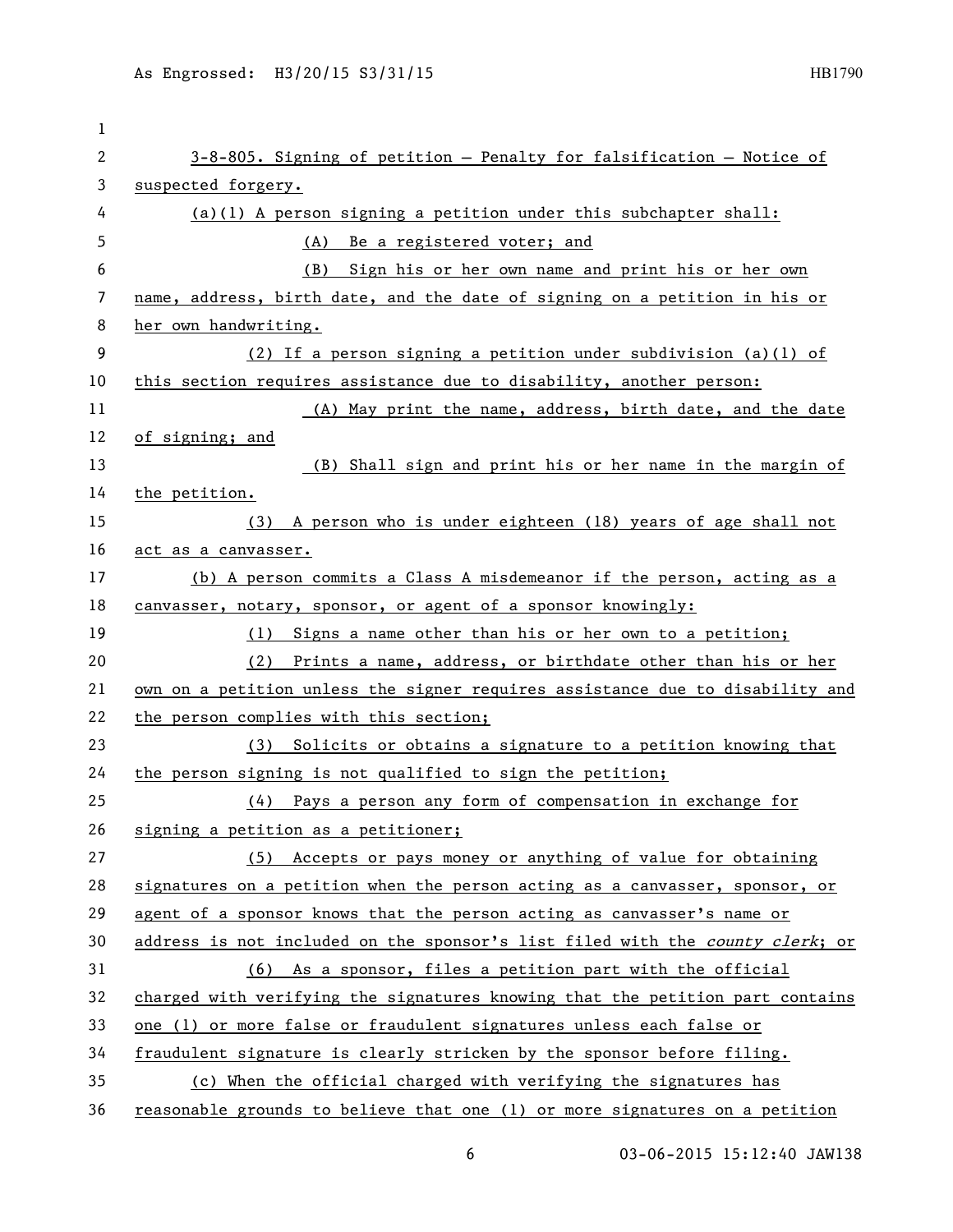3-8-805. Signing of petition — Penalty for falsification — Notice of suspected forgery.

(a)(1) A person signing a petition under this subchapter shall:

(A) Be a registered voter; and

(B) Sign his or her own name and print his or her own name, address, birth date, and the date of signing on a petition in his or her own handwriting.

(2) If a person signing a petition under subdivision (a)(1) of this section requires assistance due to disability, another person:

(A) May print the name, address, birth date, and the date of signing; and

(B) Shall sign and print his or her name in the margin of the petition.

(3) A person who is under eighteen (18) years of age shall not act as a canvasser.

(b) A person commits a Class A misdemeanor if the person, acting as a canvasser, notary, sponsor, or agent of a sponsor knowingly:

(1) Signs a name other than his or her own to a petition;

(2) Prints a name, address, or birthdate other than his or her own on a petition unless the signer requires assistance due to disability and the person complies with this section;

(3) Solicits or obtains a signature to a petition knowing that the person signing is not qualified to sign the petition;

(4) Pays a person any form of compensation in exchange for signing a petition as a petitioner;

(5) Accepts or pays money or anything of value for obtaining signatures on a petition when the person acting as a canvasser, sponsor, or agent of a sponsor knows that the person acting as canvasser's name or address is not included on the sponsor's list filed with the *county clerk*; or

(6) As a sponsor, files a petition part with the official charged with verifying the signatures knowing that the petition part contains one (1) or more false or fraudulent signatures unless each false or fraudulent signature is clearly stricken by the sponsor before filing.

(c) When the official charged with verifying the signatures has reasonable grounds to believe that one (1) or more signatures on a petition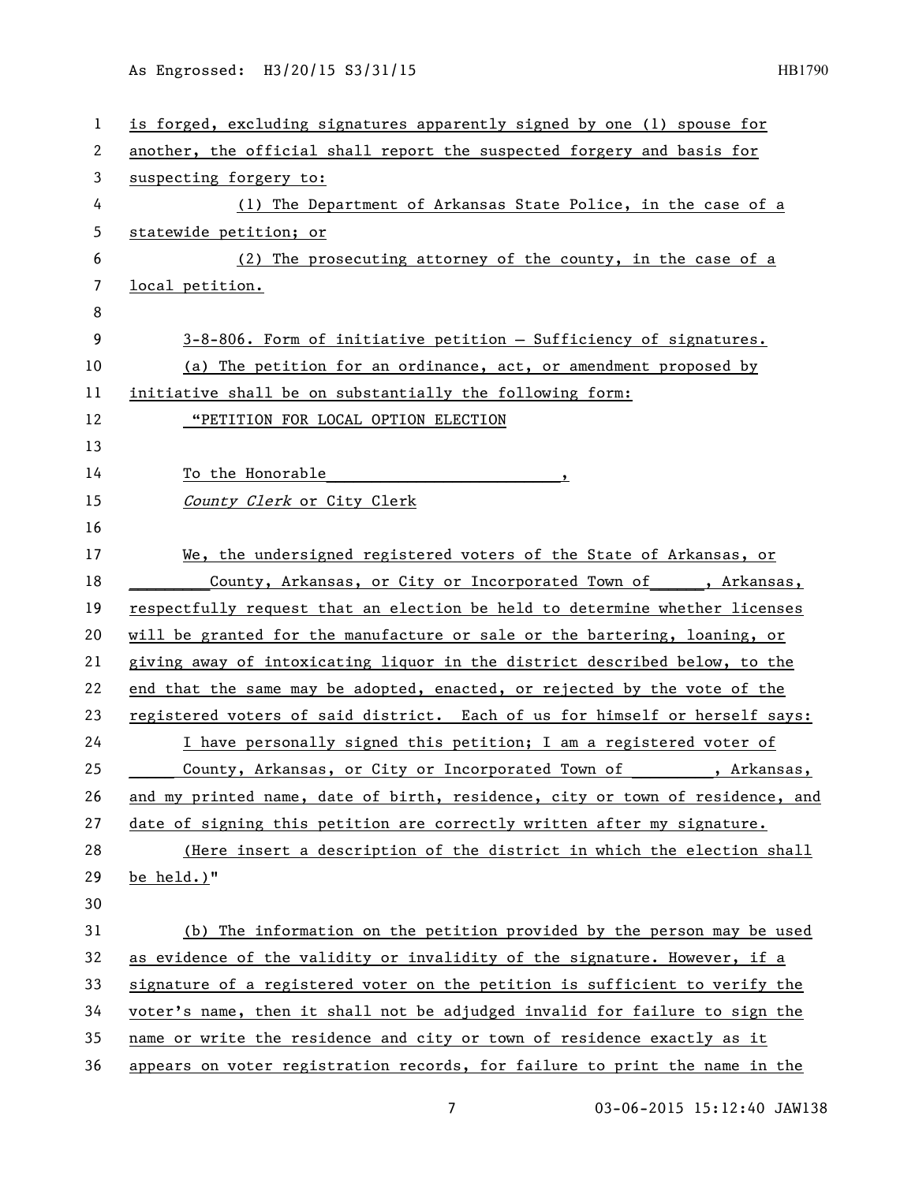is forged, excluding signatures apparently signed by one (1) spouse for another, the official shall report the suspected forgery and basis for suspecting forgery to:

(1) The Department of Arkansas State Police, in the case of a statewide petition; or

(2) The prosecuting attorney of the county, in the case of a local petition.

3-8-806. Form of initiative petition — Sufficiency of signatures.

(a) The petition for an ordinance, act, or amendment proposed by initiative shall be on substantially the following form:

"PETITION FOR LOCAL OPTION ELECTION

To the Honorable________________________,

*County Clerk* or City Clerk

We, the undersigned registered voters of the State of Arkansas, or ________County, Arkansas, or City or Incorporated Town of_____, Arkansas, respectfully request that an election be held to determine whether licenses will be granted for the manufacture or sale or the bartering, loaning, or giving away of intoxicating liquor in the district described below, to the end that the same may be adopted, enacted, or rejected by the vote of the registered voters of said district. Each of us for himself or herself says:

I have personally signed this petition; I am a registered voter of _____ County, Arkansas, or City or Incorporated Town of ________, Arkansas, and my printed name, date of birth, residence, city or town of residence, and date of signing this petition are correctly written after my signature.

(Here insert a description of the district in which the election shall be held.)"

(b) The information on the petition provided by the person may be used as evidence of the validity or invalidity of the signature. However, if a signature of a registered voter on the petition is sufficient to verify the voter's name, then it shall not be adjudged invalid for failure to sign the name or write the residence and city or town of residence exactly as it appears on voter registration records, for failure to print the name in the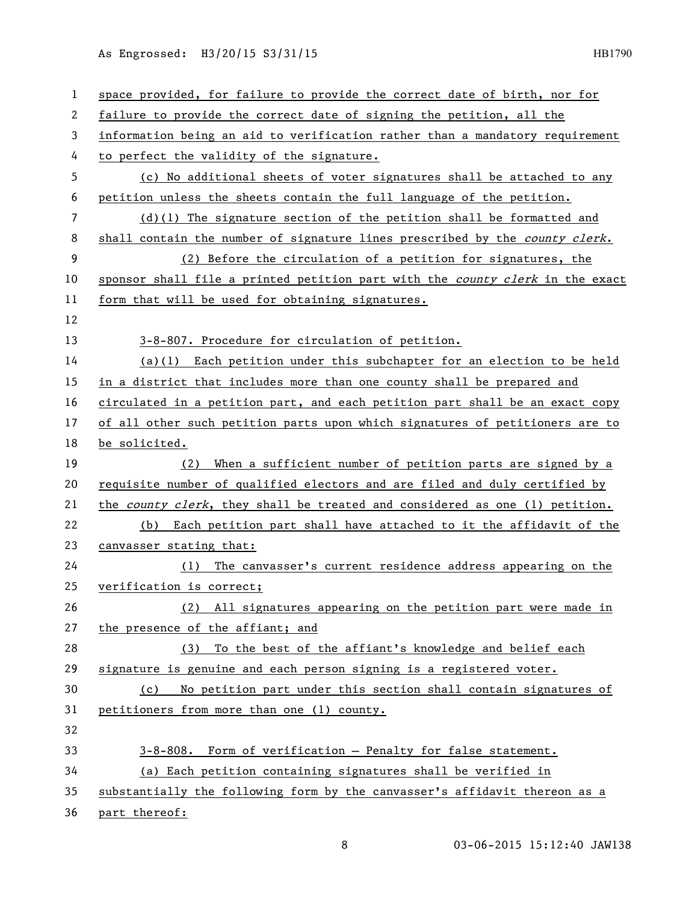space provided, for failure to provide the correct date of birth, nor for failure to provide the correct date of signing the petition, all the information being an aid to verification rather than a mandatory requirement to perfect the validity of the signature.

(c) No additional sheets of voter signatures shall be attached to any petition unless the sheets contain the full language of the petition.

(d)(1) The signature section of the petition shall be formatted and shall contain the number of signature lines prescribed by the *county clerk*.

(2) Before the circulation of a petition for signatures, the sponsor shall file a printed petition part with the *county clerk* in the exact form that will be used for obtaining signatures.

3-8-807. Procedure for circulation of petition.

(a)(1) Each petition under this subchapter for an election to be held in a district that includes more than one county shall be prepared and circulated in a petition part, and each petition part shall be an exact copy of all other such petition parts upon which signatures of petitioners are to be solicited.

(2) When a sufficient number of petition parts are signed by a requisite number of qualified electors and are filed and duly certified by the *county clerk*, they shall be treated and considered as one (1) petition.

(b) Each petition part shall have attached to it the affidavit of the canvasser stating that:

(1) The canvasser's current residence address appearing on the verification is correct;

(2) All signatures appearing on the petition part were made in the presence of the affiant; and

(3) To the best of the affiant's knowledge and belief each signature is genuine and each person signing is a registered voter.

(c) No petition part under this section shall contain signatures of petitioners from more than one (1) county.

3-8-808. Form of verification — Penalty for false statement.

(a) Each petition containing signatures shall be verified in substantially the following form by the canvasser's affidavit thereon as a part thereof: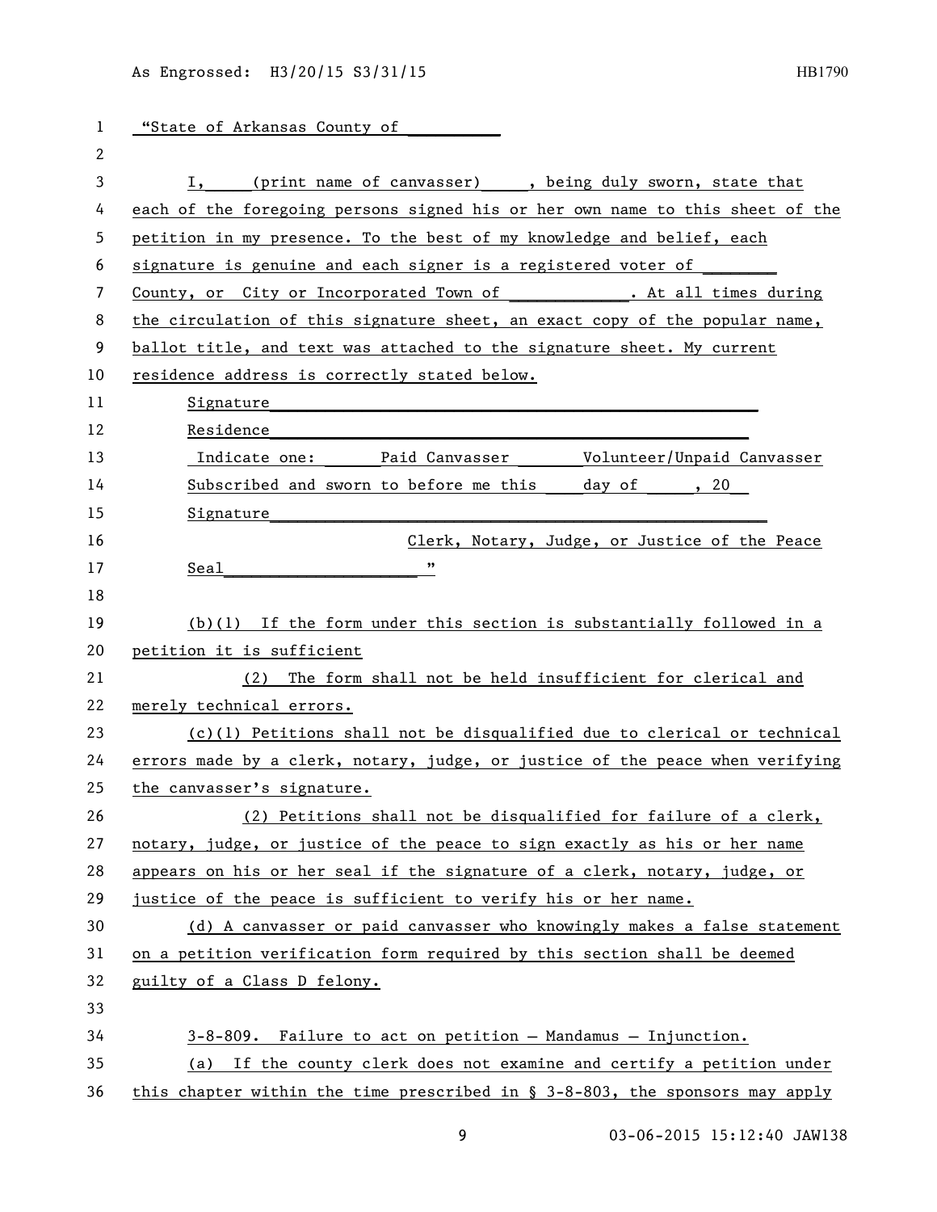"State of Arkansas County of __________

I, (print name of canvasser) , being duly sworn, state that each of the foregoing persons signed his or her own name to this sheet of the petition in my presence. To the best of my knowledge and belief, each signature is genuine and each signer is a registered voter of ________ County, or City or Incorporated Town of ____________. At all times during the circulation of this signature sheet, an exact copy of the popular name, ballot title, and text was attached to the signature sheet. My current residence address is correctly stated below.

Signature________________________________________________

Residence________________________________________________

Indicate one: ______Paid Canvasser _______Volunteer/Unpaid Canvasser

Subscribed and sworn to before me this ____day of _____, 20__

Signature_________________________________________________

Clerk, Notary, Judge, or Justice of the Peace

Seal____________________"

(b)(1) If the form under this section is substantially followed in a petition it is sufficient

(2) The form shall not be held insufficient for clerical and merely technical errors.

(c)(1) Petitions shall not be disqualified due to clerical or technical errors made by a clerk, notary, judge, or justice of the peace when verifying the canvasser's signature.

(2) Petitions shall not be disqualified for failure of a clerk, notary, judge, or justice of the peace to sign exactly as his or her name appears on his or her seal if the signature of a clerk, notary, judge, or justice of the peace is sufficient to verify his or her name.

(d) A canvasser or paid canvasser who knowingly makes a false statement on a petition verification form required by this section shall be deemed guilty of a Class D felony.

3-8-809. Failure to act on petition — Mandamus — Injunction.

(a) If the county clerk does not examine and certify a petition under this chapter within the time prescribed in § 3-8-803, the sponsors may apply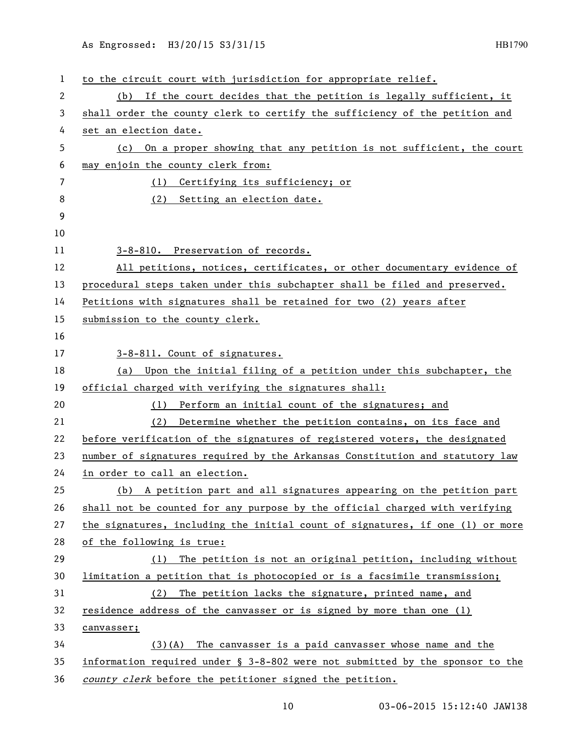to the circuit court with jurisdiction for appropriate relief.

(b) If the court decides that the petition is legally sufficient, it shall order the county clerk to certify the sufficiency of the petition and set an election date.

(c) On a proper showing that any petition is not sufficient, the court may enjoin the county clerk from:

(1) Certifying its sufficiency; or

(2) Setting an election date.

3-8-810. Preservation of records.

All petitions, notices, certificates, or other documentary evidence of procedural steps taken under this subchapter shall be filed and preserved. Petitions with signatures shall be retained for two (2) years after submission to the county clerk.

3-8-811. Count of signatures.

(a) Upon the initial filing of a petition under this subchapter, the official charged with verifying the signatures shall:

(1) Perform an initial count of the signatures; and

(2) Determine whether the petition contains, on its face and before verification of the signatures of registered voters, the designated number of signatures required by the Arkansas Constitution and statutory law in order to call an election.

(b) A petition part and all signatures appearing on the petition part shall not be counted for any purpose by the official charged with verifying the signatures, including the initial count of signatures, if one (1) or more of the following is true:

(1) The petition is not an original petition, including without limitation a petition that is photocopied or is a facsimile transmission;

(2) The petition lacks the signature, printed name, and residence address of the canvasser or is signed by more than one (1) canvasser;

(3)(A) The canvasser is a paid canvasser whose name and the information required under § 3-8-802 were not submitted by the sponsor to the *county clerk* before the petitioner signed the petition.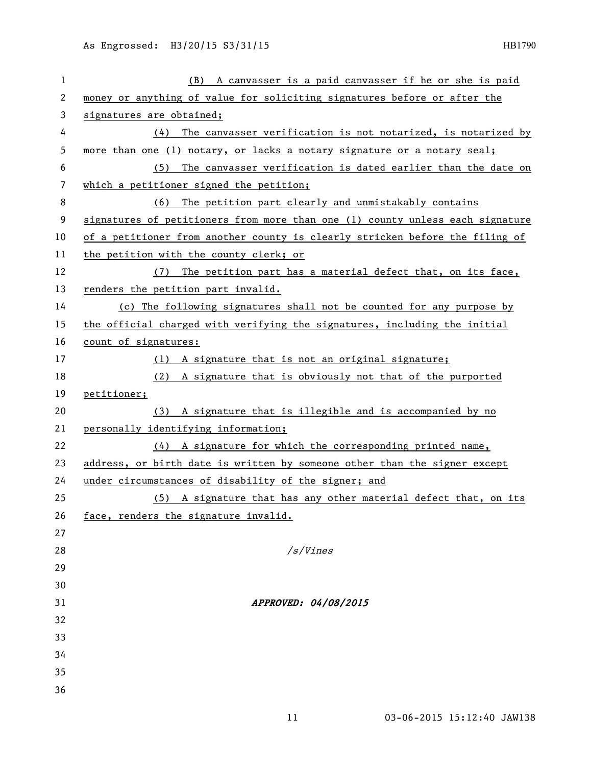(B) A canvasser is a paid canvasser if he or she is paid money or anything of value for soliciting signatures before or after the signatures are obtained;

(4) The canvasser verification is not notarized, is notarized by more than one (1) notary, or lacks a notary signature or a notary seal;

(5) The canvasser verification is dated earlier than the date on which a petitioner signed the petition;

(6) The petition part clearly and unmistakably contains signatures of petitioners from more than one (1) county unless each signature of a petitioner from another county is clearly stricken before the filing of the petition with the county clerk; or

(7) The petition part has a material defect that, on its face, renders the petition part invalid.

(c) The following signatures shall not be counted for any purpose by the official charged with verifying the signatures, including the initial count of signatures:

(1) A signature that is not an original signature;

(2) A signature that is obviously not that of the purported petitioner;

(3) A signature that is illegible and is accompanied by no personally identifying information;

(4) A signature for which the corresponding printed name, address, or birth date is written by someone other than the signer except under circumstances of disability of the signer; and

(5) A signature that has any other material defect that, on its face, renders the signature invalid.

*/s/Vines*

***APPROVED: 04/08/2015***